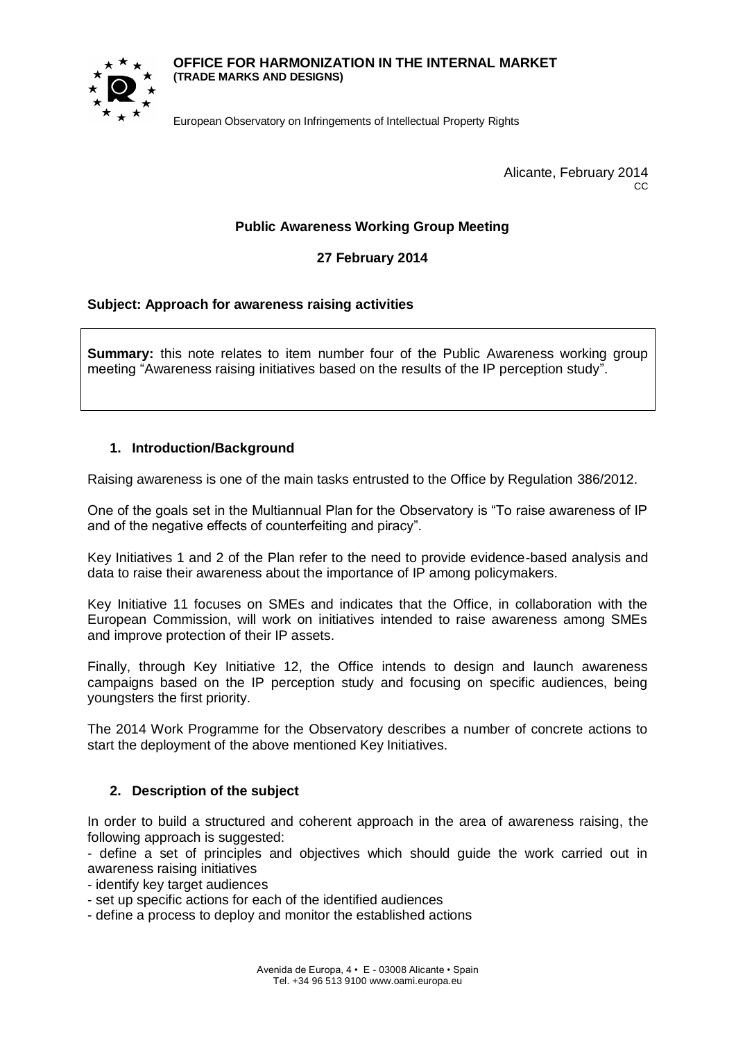**OFFICE FOR HARMONIZATION IN THE INTERNAL MARKET**
**(TRADE MARKS AND DESIGNS)**

European Observatory on Infringements of Intellectual Property Rights

Alicante, February 2014
CC

**Public Awareness Working Group Meeting**

**27 February 2014**

**Subject: Approach for awareness raising activities**

**Summary:** this note relates to item number four of the Public Awareness working group meeting "Awareness raising initiatives based on the results of the IP perception study".

## 1. Introduction/Background

Raising awareness is one of the main tasks entrusted to the Office by Regulation 386/2012.

One of the goals set in the Multiannual Plan for the Observatory is "To raise awareness of IP and of the negative effects of counterfeiting and piracy".

Key Initiatives 1 and 2 of the Plan refer to the need to provide evidence-based analysis and data to raise their awareness about the importance of IP among policymakers.

Key Initiative 11 focuses on SMEs and indicates that the Office, in collaboration with the European Commission, will work on initiatives intended to raise awareness among SMEs and improve protection of their IP assets.

Finally, through Key Initiative 12, the Office intends to design and launch awareness campaigns based on the IP perception study and focusing on specific audiences, being youngsters the first priority.

The 2014 Work Programme for the Observatory describes a number of concrete actions to start the deployment of the above mentioned Key Initiatives.

## 2. Description of the subject

In order to build a structured and coherent approach in the area of awareness raising, the following approach is suggested:

- define a set of principles and objectives which should guide the work carried out in awareness raising initiatives
- identify key target audiences
- set up specific actions for each of the identified audiences
- define a process to deploy and monitor the established actions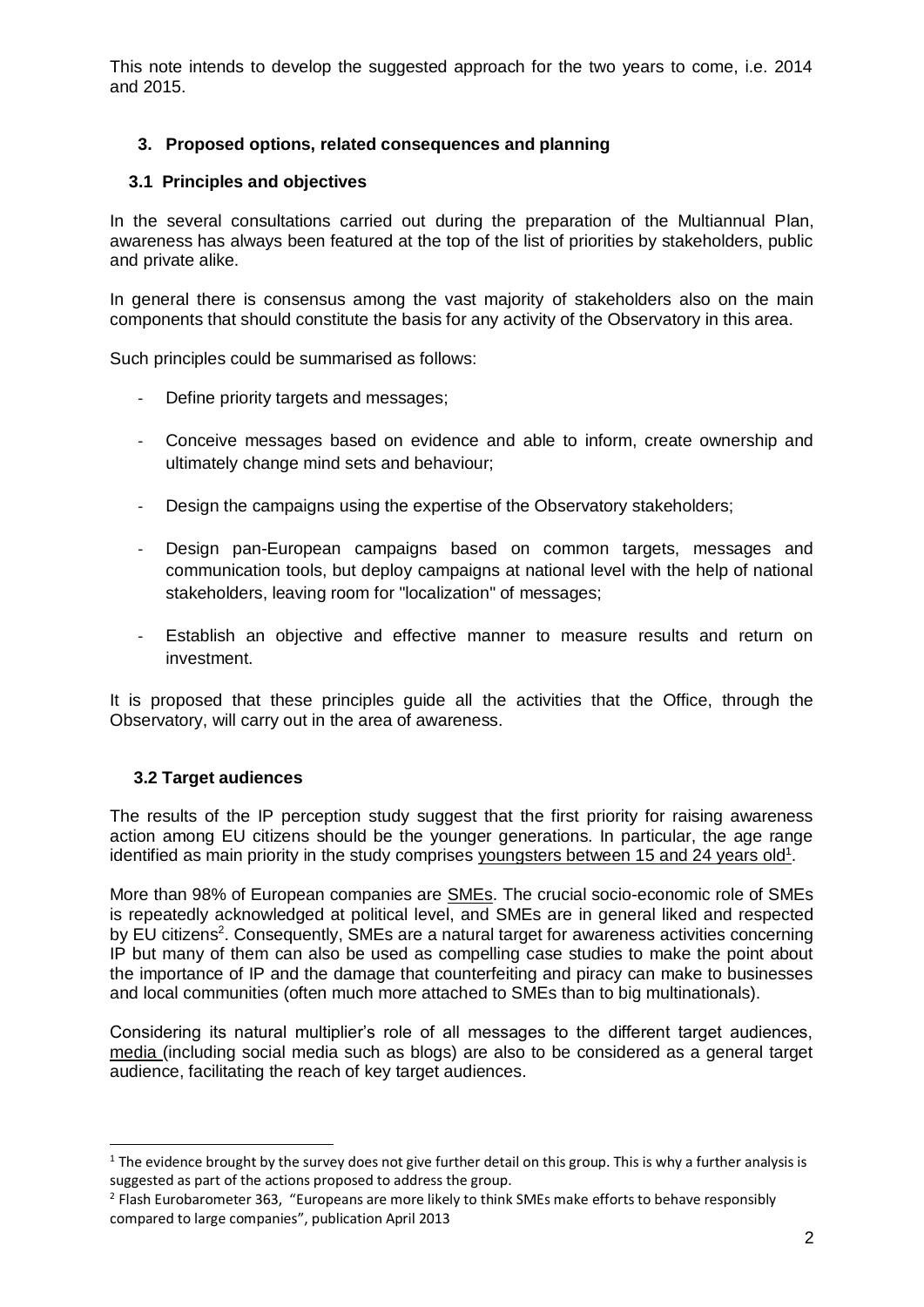This note intends to develop the suggested approach for the two years to come, i.e. 2014 and 2015.

## 3. Proposed options, related consequences and planning

### 3.1 Principles and objectives

In the several consultations carried out during the preparation of the Multiannual Plan, awareness has always been featured at the top of the list of priorities by stakeholders, public and private alike.

In general there is consensus among the vast majority of stakeholders also on the main components that should constitute the basis for any activity of the Observatory in this area.

Such principles could be summarised as follows:

- Define priority targets and messages;
- Conceive messages based on evidence and able to inform, create ownership and ultimately change mind sets and behaviour;
- Design the campaigns using the expertise of the Observatory stakeholders;
- Design pan-European campaigns based on common targets, messages and communication tools, but deploy campaigns at national level with the help of national stakeholders, leaving room for "localization" of messages;
- Establish an objective and effective manner to measure results and return on investment.

It is proposed that these principles guide all the activities that the Office, through the Observatory, will carry out in the area of awareness.

### 3.2 Target audiences

The results of the IP perception study suggest that the first priority for raising awareness action among EU citizens should be the younger generations. In particular, the age range identified as main priority in the study comprises youngsters between 15 and 24 years old[1].

More than 98% of European companies are SMEs. The crucial socio-economic role of SMEs is repeatedly acknowledged at political level, and SMEs are in general liked and respected by EU citizens[2]. Consequently, SMEs are a natural target for awareness activities concerning IP but many of them can also be used as compelling case studies to make the point about the importance of IP and the damage that counterfeiting and piracy can make to businesses and local communities (often much more attached to SMEs than to big multinationals).

Considering its natural multiplier's role of all messages to the different target audiences, media (including social media such as blogs) are also to be considered as a general target audience, facilitating the reach of key target audiences.

---

[1] The evidence brought by the survey does not give further detail on this group. This is why a further analysis is suggested as part of the actions proposed to address the group.

[2] Flash Eurobarometer 363, "Europeans are more likely to think SMEs make efforts to behave responsibly compared to large companies", publication April 2013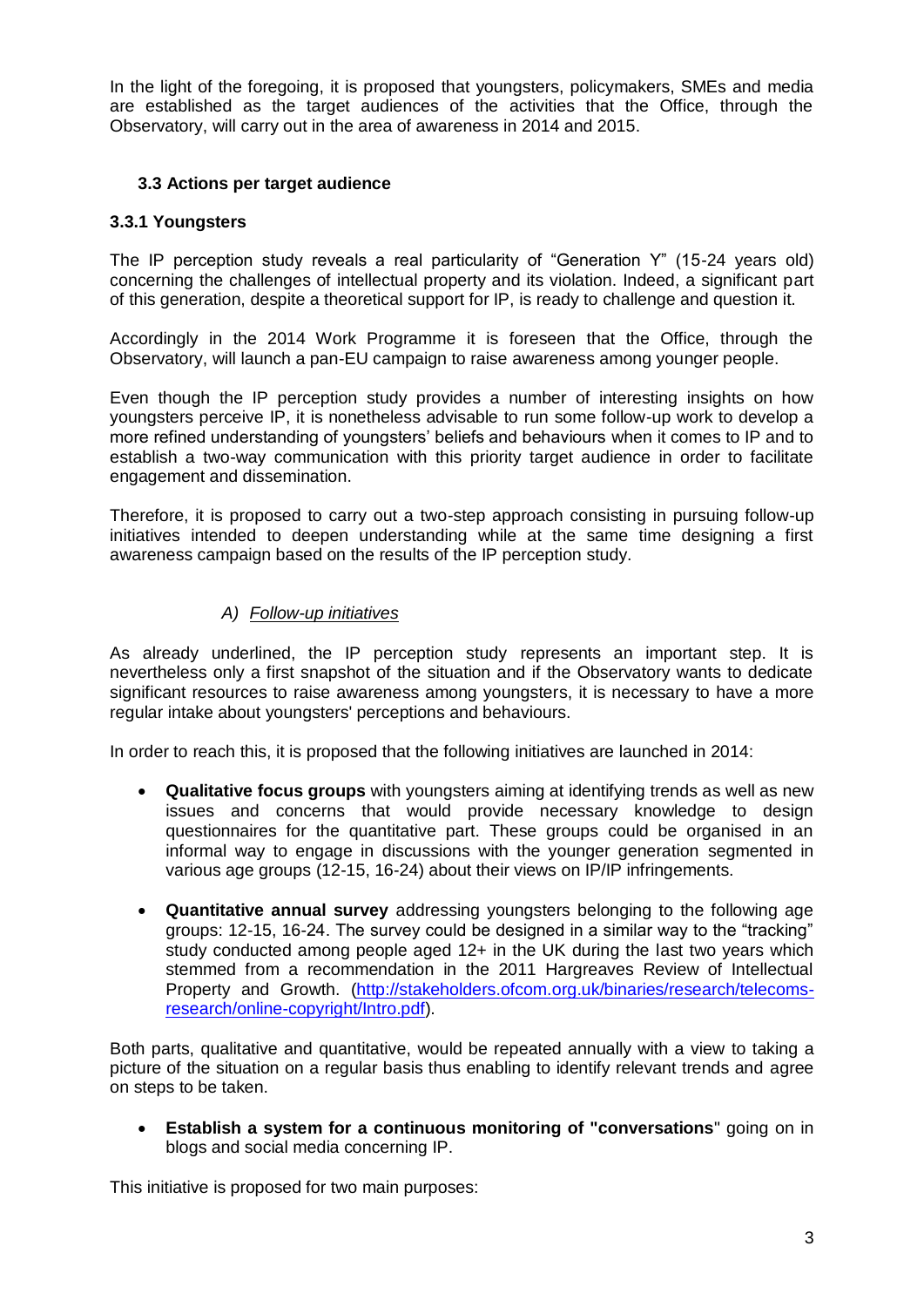In the light of the foregoing, it is proposed that youngsters, policymakers, SMEs and media are established as the target audiences of the activities that the Office, through the Observatory, will carry out in the area of awareness in 2014 and 2015.

### 3.3 Actions per target audience

#### 3.3.1 Youngsters

The IP perception study reveals a real particularity of "Generation Y" (15-24 years old) concerning the challenges of intellectual property and its violation. Indeed, a significant part of this generation, despite a theoretical support for IP, is ready to challenge and question it.

Accordingly in the 2014 Work Programme it is foreseen that the Office, through the Observatory, will launch a pan-EU campaign to raise awareness among younger people.

Even though the IP perception study provides a number of interesting insights on how youngsters perceive IP, it is nonetheless advisable to run some follow-up work to develop a more refined understanding of youngsters' beliefs and behaviours when it comes to IP and to establish a two-way communication with this priority target audience in order to facilitate engagement and dissemination.

Therefore, it is proposed to carry out a two-step approach consisting in pursuing follow-up initiatives intended to deepen understanding while at the same time designing a first awareness campaign based on the results of the IP perception study.

*A) Follow-up initiatives*

As already underlined, the IP perception study represents an important step. It is nevertheless only a first snapshot of the situation and if the Observatory wants to dedicate significant resources to raise awareness among youngsters, it is necessary to have a more regular intake about youngsters' perceptions and behaviours.

In order to reach this, it is proposed that the following initiatives are launched in 2014:

- **Qualitative focus groups** with youngsters aiming at identifying trends as well as new issues and concerns that would provide necessary knowledge to design questionnaires for the quantitative part. These groups could be organised in an informal way to engage in discussions with the younger generation segmented in various age groups (12-15, 16-24) about their views on IP/IP infringements.
- **Quantitative annual survey** addressing youngsters belonging to the following age groups: 12-15, 16-24. The survey could be designed in a similar way to the "tracking" study conducted among people aged 12+ in the UK during the last two years which stemmed from a recommendation in the 2011 Hargreaves Review of Intellectual Property and Growth. (http://stakeholders.ofcom.org.uk/binaries/research/telecoms-research/online-copyright/Intro.pdf).

Both parts, qualitative and quantitative, would be repeated annually with a view to taking a picture of the situation on a regular basis thus enabling to identify relevant trends and agree on steps to be taken.

- **Establish a system for a continuous monitoring of "conversations**" going on in blogs and social media concerning IP.

This initiative is proposed for two main purposes: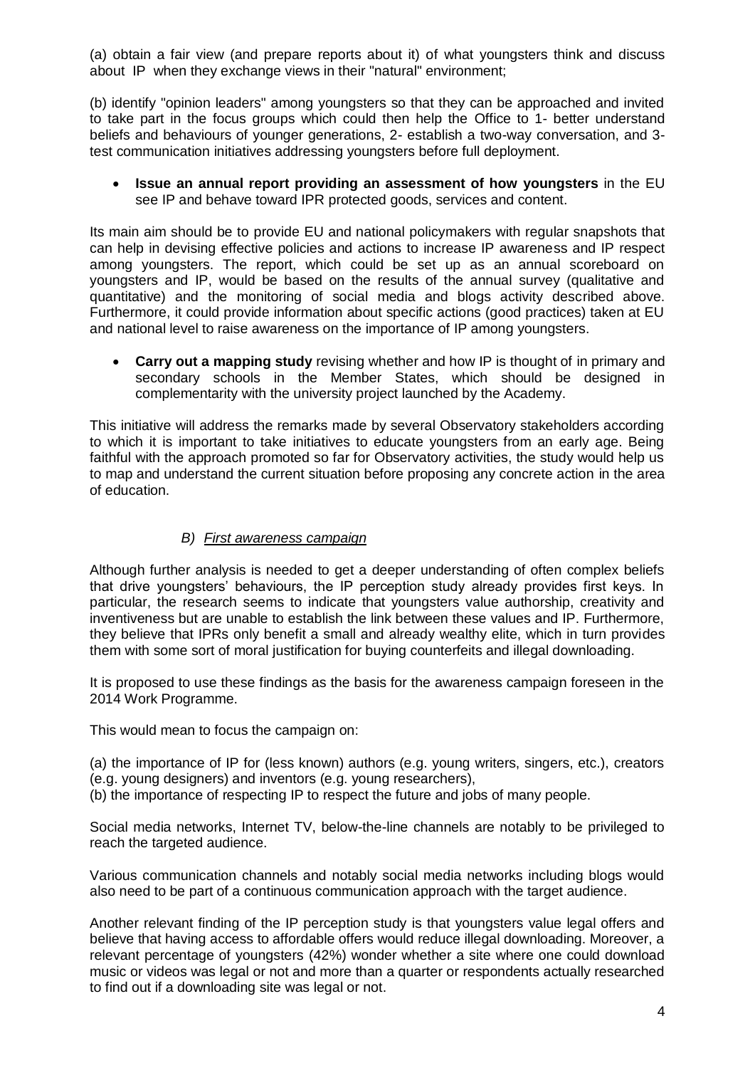(a) obtain a fair view (and prepare reports about it) of what youngsters think and discuss about IP when they exchange views in their "natural" environment;

(b) identify "opinion leaders" among youngsters so that they can be approached and invited to take part in the focus groups which could then help the Office to 1- better understand beliefs and behaviours of younger generations, 2- establish a two-way conversation, and 3- test communication initiatives addressing youngsters before full deployment.

- **Issue an annual report providing an assessment of how youngsters** in the EU see IP and behave toward IPR protected goods, services and content.

Its main aim should be to provide EU and national policymakers with regular snapshots that can help in devising effective policies and actions to increase IP awareness and IP respect among youngsters. The report, which could be set up as an annual scoreboard on youngsters and IP, would be based on the results of the annual survey (qualitative and quantitative) and the monitoring of social media and blogs activity described above. Furthermore, it could provide information about specific actions (good practices) taken at EU and national level to raise awareness on the importance of IP among youngsters.

- **Carry out a mapping study** revising whether and how IP is thought of in primary and secondary schools in the Member States, which should be designed in complementarity with the university project launched by the Academy.

This initiative will address the remarks made by several Observatory stakeholders according to which it is important to take initiatives to educate youngsters from an early age. Being faithful with the approach promoted so far for Observatory activities, the study would help us to map and understand the current situation before proposing any concrete action in the area of education.

### *B) First awareness campaign*

Although further analysis is needed to get a deeper understanding of often complex beliefs that drive youngsters' behaviours, the IP perception study already provides first keys. In particular, the research seems to indicate that youngsters value authorship, creativity and inventiveness but are unable to establish the link between these values and IP. Furthermore, they believe that IPRs only benefit a small and already wealthy elite, which in turn provides them with some sort of moral justification for buying counterfeits and illegal downloading.

It is proposed to use these findings as the basis for the awareness campaign foreseen in the 2014 Work Programme.

This would mean to focus the campaign on:

(a) the importance of IP for (less known) authors (e.g. young writers, singers, etc.), creators (e.g. young designers) and inventors (e.g. young researchers),
(b) the importance of respecting IP to respect the future and jobs of many people.

Social media networks, Internet TV, below-the-line channels are notably to be privileged to reach the targeted audience.

Various communication channels and notably social media networks including blogs would also need to be part of a continuous communication approach with the target audience.

Another relevant finding of the IP perception study is that youngsters value legal offers and believe that having access to affordable offers would reduce illegal downloading. Moreover, a relevant percentage of youngsters (42%) wonder whether a site where one could download music or videos was legal or not and more than a quarter or respondents actually researched to find out if a downloading site was legal or not.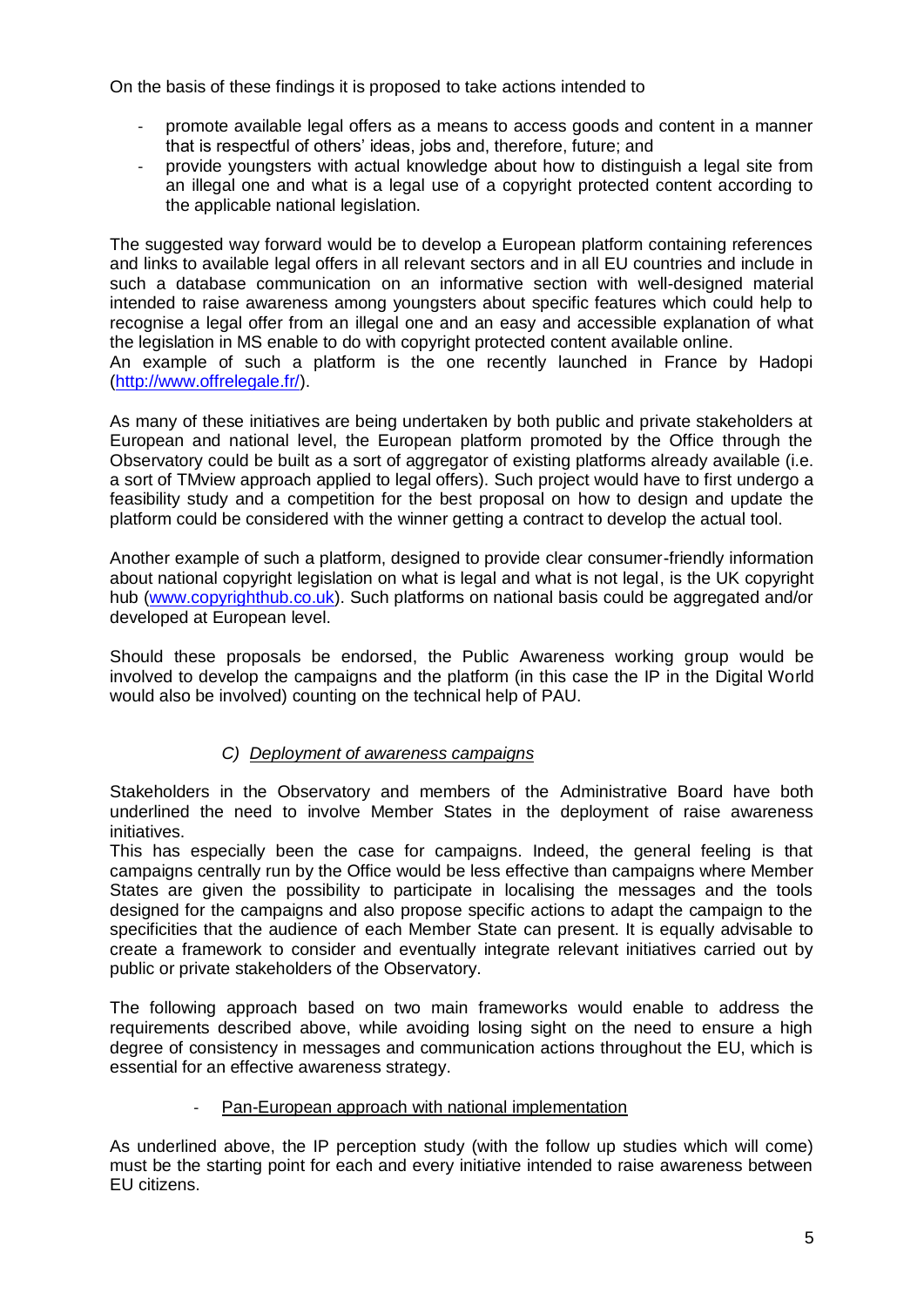On the basis of these findings it is proposed to take actions intended to

- promote available legal offers as a means to access goods and content in a manner that is respectful of others' ideas, jobs and, therefore, future; and
- provide youngsters with actual knowledge about how to distinguish a legal site from an illegal one and what is a legal use of a copyright protected content according to the applicable national legislation.

The suggested way forward would be to develop a European platform containing references and links to available legal offers in all relevant sectors and in all EU countries and include in such a database communication on an informative section with well-designed material intended to raise awareness among youngsters about specific features which could help to recognise a legal offer from an illegal one and an easy and accessible explanation of what the legislation in MS enable to do with copyright protected content available online.
An example of such a platform is the one recently launched in France by Hadopi (http://www.offrelegale.fr/).

As many of these initiatives are being undertaken by both public and private stakeholders at European and national level, the European platform promoted by the Office through the Observatory could be built as a sort of aggregator of existing platforms already available (i.e. a sort of TMview approach applied to legal offers). Such project would have to first undergo a feasibility study and a competition for the best proposal on how to design and update the platform could be considered with the winner getting a contract to develop the actual tool.

Another example of such a platform, designed to provide clear consumer-friendly information about national copyright legislation on what is legal and what is not legal, is the UK copyright hub (www.copyrighthub.co.uk). Such platforms on national basis could be aggregated and/or developed at European level.

Should these proposals be endorsed, the Public Awareness working group would be involved to develop the campaigns and the platform (in this case the IP in the Digital World would also be involved) counting on the technical help of PAU.

### *C) Deployment of awareness campaigns*

Stakeholders in the Observatory and members of the Administrative Board have both underlined the need to involve Member States in the deployment of raise awareness initiatives.
This has especially been the case for campaigns. Indeed, the general feeling is that campaigns centrally run by the Office would be less effective than campaigns where Member States are given the possibility to participate in localising the messages and the tools designed for the campaigns and also propose specific actions to adapt the campaign to the specificities that the audience of each Member State can present. It is equally advisable to create a framework to consider and eventually integrate relevant initiatives carried out by public or private stakeholders of the Observatory.

The following approach based on two main frameworks would enable to address the requirements described above, while avoiding losing sight on the need to ensure a high degree of consistency in messages and communication actions throughout the EU, which is essential for an effective awareness strategy.

- Pan-European approach with national implementation

As underlined above, the IP perception study (with the follow up studies which will come) must be the starting point for each and every initiative intended to raise awareness between EU citizens.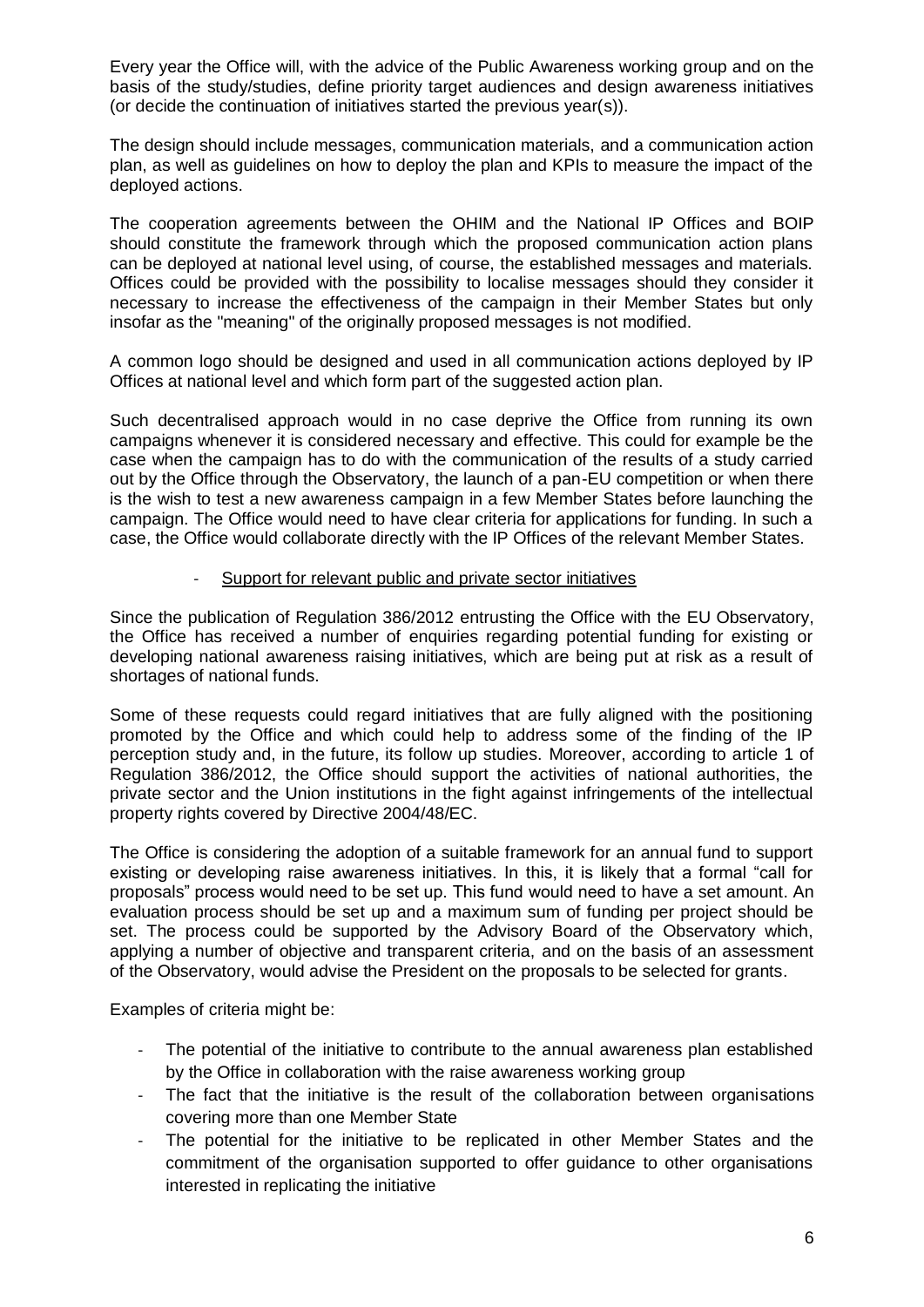Every year the Office will, with the advice of the Public Awareness working group and on the basis of the study/studies, define priority target audiences and design awareness initiatives (or decide the continuation of initiatives started the previous year(s)).

The design should include messages, communication materials, and a communication action plan, as well as guidelines on how to deploy the plan and KPIs to measure the impact of the deployed actions.

The cooperation agreements between the OHIM and the National IP Offices and BOIP should constitute the framework through which the proposed communication action plans can be deployed at national level using, of course, the established messages and materials. Offices could be provided with the possibility to localise messages should they consider it necessary to increase the effectiveness of the campaign in their Member States but only insofar as the "meaning" of the originally proposed messages is not modified.

A common logo should be designed and used in all communication actions deployed by IP Offices at national level and which form part of the suggested action plan.

Such decentralised approach would in no case deprive the Office from running its own campaigns whenever it is considered necessary and effective. This could for example be the case when the campaign has to do with the communication of the results of a study carried out by the Office through the Observatory, the launch of a pan-EU competition or when there is the wish to test a new awareness campaign in a few Member States before launching the campaign. The Office would need to have clear criteria for applications for funding. In such a case, the Office would collaborate directly with the IP Offices of the relevant Member States.

- Support for relevant public and private sector initiatives

Since the publication of Regulation 386/2012 entrusting the Office with the EU Observatory, the Office has received a number of enquiries regarding potential funding for existing or developing national awareness raising initiatives, which are being put at risk as a result of shortages of national funds.

Some of these requests could regard initiatives that are fully aligned with the positioning promoted by the Office and which could help to address some of the finding of the IP perception study and, in the future, its follow up studies. Moreover, according to article 1 of Regulation 386/2012, the Office should support the activities of national authorities, the private sector and the Union institutions in the fight against infringements of the intellectual property rights covered by Directive 2004/48/EC.

The Office is considering the adoption of a suitable framework for an annual fund to support existing or developing raise awareness initiatives. In this, it is likely that a formal "call for proposals" process would need to be set up. This fund would need to have a set amount. An evaluation process should be set up and a maximum sum of funding per project should be set. The process could be supported by the Advisory Board of the Observatory which, applying a number of objective and transparent criteria, and on the basis of an assessment of the Observatory, would advise the President on the proposals to be selected for grants.

Examples of criteria might be:

- The potential of the initiative to contribute to the annual awareness plan established by the Office in collaboration with the raise awareness working group
- The fact that the initiative is the result of the collaboration between organisations covering more than one Member State
- The potential for the initiative to be replicated in other Member States and the commitment of the organisation supported to offer guidance to other organisations interested in replicating the initiative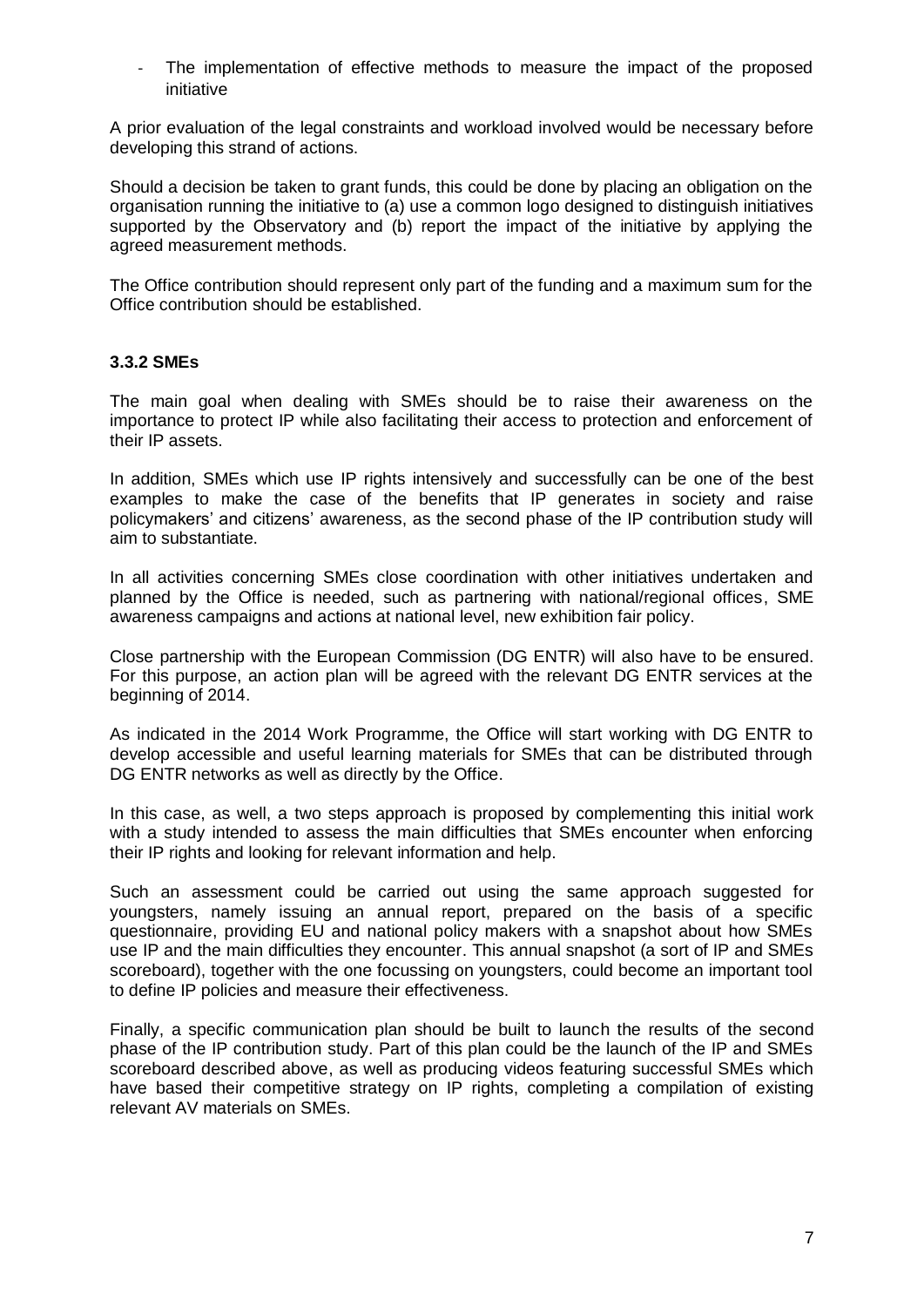- The implementation of effective methods to measure the impact of the proposed initiative

A prior evaluation of the legal constraints and workload involved would be necessary before developing this strand of actions.

Should a decision be taken to grant funds, this could be done by placing an obligation on the organisation running the initiative to (a) use a common logo designed to distinguish initiatives supported by the Observatory and (b) report the impact of the initiative by applying the agreed measurement methods.

The Office contribution should represent only part of the funding and a maximum sum for the Office contribution should be established.

### 3.3.2 SMEs

The main goal when dealing with SMEs should be to raise their awareness on the importance to protect IP while also facilitating their access to protection and enforcement of their IP assets.

In addition, SMEs which use IP rights intensively and successfully can be one of the best examples to make the case of the benefits that IP generates in society and raise policymakers' and citizens' awareness, as the second phase of the IP contribution study will aim to substantiate.

In all activities concerning SMEs close coordination with other initiatives undertaken and planned by the Office is needed, such as partnering with national/regional offices, SME awareness campaigns and actions at national level, new exhibition fair policy.

Close partnership with the European Commission (DG ENTR) will also have to be ensured. For this purpose, an action plan will be agreed with the relevant DG ENTR services at the beginning of 2014.

As indicated in the 2014 Work Programme, the Office will start working with DG ENTR to develop accessible and useful learning materials for SMEs that can be distributed through DG ENTR networks as well as directly by the Office.

In this case, as well, a two steps approach is proposed by complementing this initial work with a study intended to assess the main difficulties that SMEs encounter when enforcing their IP rights and looking for relevant information and help.

Such an assessment could be carried out using the same approach suggested for youngsters, namely issuing an annual report, prepared on the basis of a specific questionnaire, providing EU and national policy makers with a snapshot about how SMEs use IP and the main difficulties they encounter. This annual snapshot (a sort of IP and SMEs scoreboard), together with the one focussing on youngsters, could become an important tool to define IP policies and measure their effectiveness.

Finally, a specific communication plan should be built to launch the results of the second phase of the IP contribution study. Part of this plan could be the launch of the IP and SMEs scoreboard described above, as well as producing videos featuring successful SMEs which have based their competitive strategy on IP rights, completing a compilation of existing relevant AV materials on SMEs.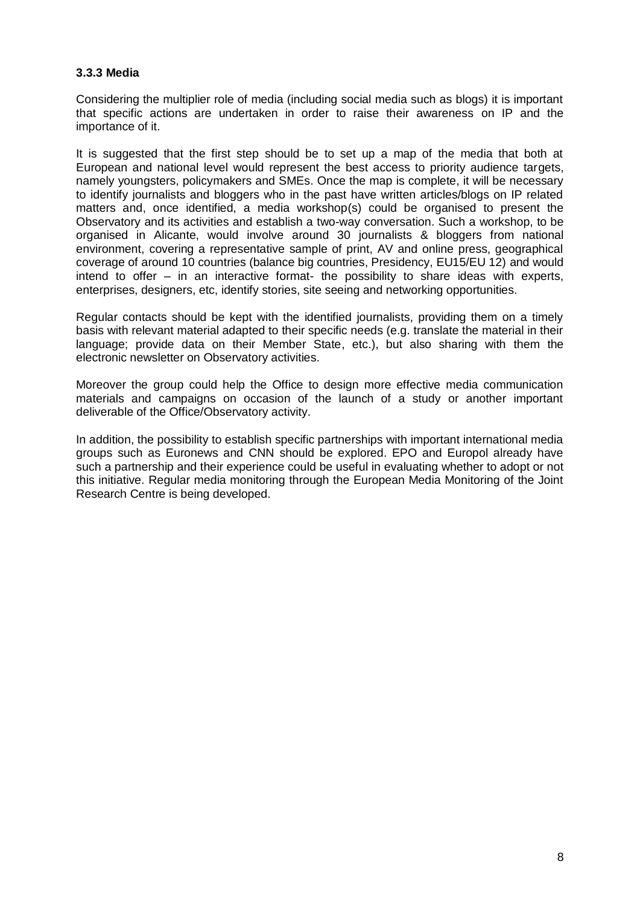### 3.3.3 Media

Considering the multiplier role of media (including social media such as blogs) it is important that specific actions are undertaken in order to raise their awareness on IP and the importance of it.

It is suggested that the first step should be to set up a map of the media that both at European and national level would represent the best access to priority audience targets, namely youngsters, policymakers and SMEs. Once the map is complete, it will be necessary to identify journalists and bloggers who in the past have written articles/blogs on IP related matters and, once identified, a media workshop(s) could be organised to present the Observatory and its activities and establish a two-way conversation. Such a workshop, to be organised in Alicante, would involve around 30 journalists & bloggers from national environment, covering a representative sample of print, AV and online press, geographical coverage of around 10 countries (balance big countries, Presidency, EU15/EU 12) and would intend to offer – in an interactive format- the possibility to share ideas with experts, enterprises, designers, etc, identify stories, site seeing and networking opportunities.

Regular contacts should be kept with the identified journalists, providing them on a timely basis with relevant material adapted to their specific needs (e.g. translate the material in their language; provide data on their Member State, etc.), but also sharing with them the electronic newsletter on Observatory activities.

Moreover the group could help the Office to design more effective media communication materials and campaigns on occasion of the launch of a study or another important deliverable of the Office/Observatory activity.

In addition, the possibility to establish specific partnerships with important international media groups such as Euronews and CNN should be explored. EPO and Europol already have such a partnership and their experience could be useful in evaluating whether to adopt or not this initiative. Regular media monitoring through the European Media Monitoring of the Joint Research Centre is being developed.